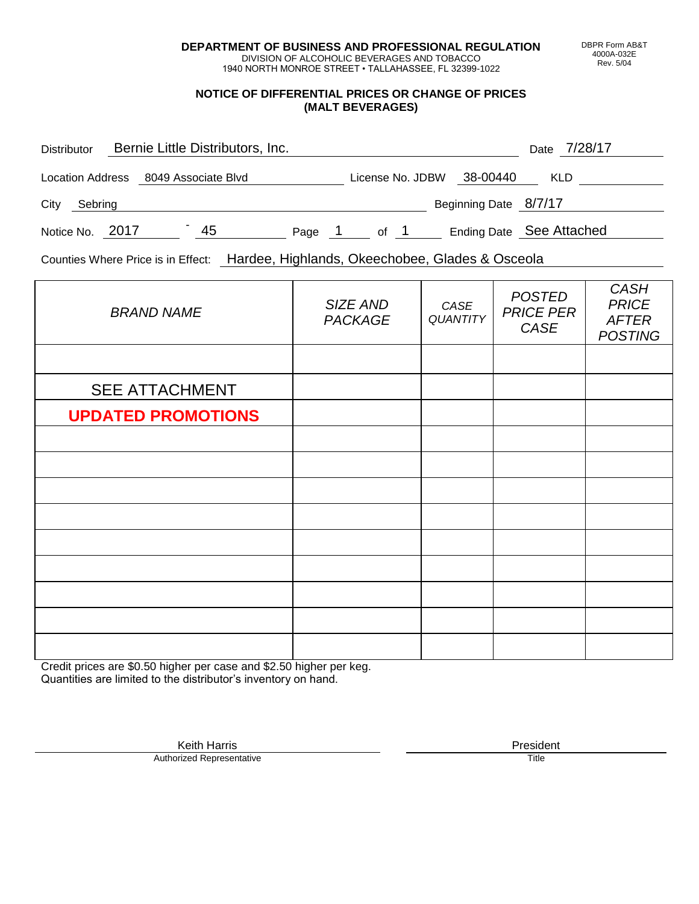**DEPARTMENT OF BUSINESS AND PROFESSIONAL REGULATION**
DIVISION OF ALCOHOLIC BEVERAGES AND TOBACCO
1940 NORTH MONROE STREET • TALLAHASSEE, FL 32399-1022

DBPR Form AB&T
4000A-032E
Rev. 5/04

## NOTICE OF DIFFERENTIAL PRICES OR CHANGE OF PRICES (MALT BEVERAGES)

Distributor: Bernie Little Distributors, Inc. Date: 7/28/17

Location Address: 8049 Associate Blvd License No. JDBW 38-00440 KLD

City: Sebring Beginning Date: 8/7/17

Notice No. 2017 - 45 Page 1 of 1 Ending Date: See Attached

Counties Where Price is in Effect: Hardee, Highlands, Okeechobee, Glades & Osceola

| *BRAND NAME* | *SIZE AND PACKAGE* | *CASE QUANTITY* | *POSTED PRICE PER CASE* | *CASH PRICE AFTER POSTING* |
|---|---|---|---|---|
| | | | | |
| SEE ATTACHMENT | | | | |
| **UPDATED PROMOTIONS** | | | | |
| | | | | |
| | | | | |
| | | | | |
| | | | | |
| | | | | |
| | | | | |
| | | | | |
| | | | | |
| | | | | |

Credit prices are $0.50 higher per case and $2.50 higher per keg.
Quantities are limited to the distributor's inventory on hand.

Keith Harris
Authorized Representative

President
Title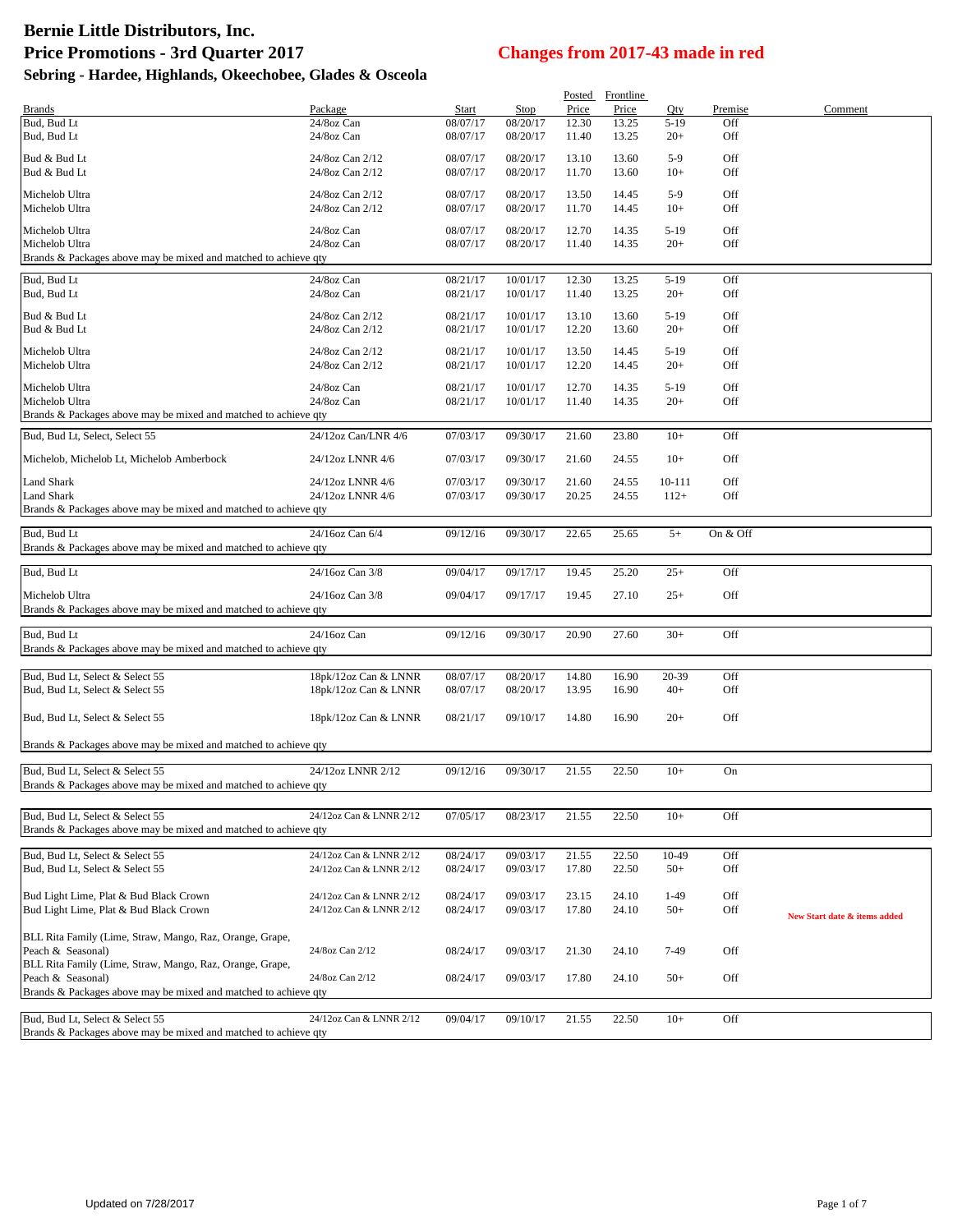# Bernie Little Distributors, Inc.

## Price Promotions - 3rd Quarter 2017

**Changes from 2017-43 made in red**

### Sebring - Hardee, Highlands, Okeechobee, Glades & Osceola

| Brands | Package | Start | Stop | Posted Price | Frontline Price | Qty | Premise | Comment |
|---|---|---|---|---|---|---|---|---|
| Bud, Bud Lt | 24/8oz Can | 08/07/17 | 08/20/17 | 12.30 | 13.25 | 5-19 | Off | |
| Bud, Bud Lt | 24/8oz Can | 08/07/17 | 08/20/17 | 11.40 | 13.25 | 20+ | Off | |
| Bud & Bud Lt | 24/8oz Can 2/12 | 08/07/17 | 08/20/17 | 13.10 | 13.60 | 5-9 | Off | |
| Bud & Bud Lt | 24/8oz Can 2/12 | 08/07/17 | 08/20/17 | 11.70 | 13.60 | 10+ | Off | |
| Michelob Ultra | 24/8oz Can 2/12 | 08/07/17 | 08/20/17 | 13.50 | 14.45 | 5-9 | Off | |
| Michelob Ultra | 24/8oz Can 2/12 | 08/07/17 | 08/20/17 | 11.70 | 14.45 | 10+ | Off | |
| Michelob Ultra | 24/8oz Can | 08/07/17 | 08/20/17 | 12.70 | 14.35 | 5-19 | Off | |
| Michelob Ultra | 24/8oz Can | 08/07/17 | 08/20/17 | 11.40 | 14.35 | 20+ | Off | |
| Brands & Packages above may be mixed and matched to achieve qty | | | | | | | | |
| Bud, Bud Lt | 24/8oz Can | 08/21/17 | 10/01/17 | 12.30 | 13.25 | 5-19 | Off | |
| Bud, Bud Lt | 24/8oz Can | 08/21/17 | 10/01/17 | 11.40 | 13.25 | 20+ | Off | |
| Bud & Bud Lt | 24/8oz Can 2/12 | 08/21/17 | 10/01/17 | 13.10 | 13.60 | 5-19 | Off | |
| Bud & Bud Lt | 24/8oz Can 2/12 | 08/21/17 | 10/01/17 | 12.20 | 13.60 | 20+ | Off | |
| Michelob Ultra | 24/8oz Can 2/12 | 08/21/17 | 10/01/17 | 13.50 | 14.45 | 5-19 | Off | |
| Michelob Ultra | 24/8oz Can 2/12 | 08/21/17 | 10/01/17 | 12.20 | 14.45 | 20+ | Off | |
| Michelob Ultra | 24/8oz Can | 08/21/17 | 10/01/17 | 12.70 | 14.35 | 5-19 | Off | |
| Michelob Ultra | 24/8oz Can | 08/21/17 | 10/01/17 | 11.40 | 14.35 | 20+ | Off | |
| Brands & Packages above may be mixed and matched to achieve qty | | | | | | | | |
| Bud, Bud Lt, Select, Select 55 | 24/12oz Can/LNR 4/6 | 07/03/17 | 09/30/17 | 21.60 | 23.80 | 10+ | Off | |
| Michelob, Michelob Lt, Michelob Amberbock | 24/12oz LNNR 4/6 | 07/03/17 | 09/30/17 | 21.60 | 24.55 | 10+ | Off | |
| Land Shark | 24/12oz LNNR 4/6 | 07/03/17 | 09/30/17 | 21.60 | 24.55 | 10-111 | Off | |
| Land Shark | 24/12oz LNNR 4/6 | 07/03/17 | 09/30/17 | 20.25 | 24.55 | 112+ | Off | |
| Brands & Packages above may be mixed and matched to achieve qty | | | | | | | | |
| Bud, Bud Lt | 24/16oz Can 6/4 | 09/12/16 | 09/30/17 | 22.65 | 25.65 | 5+ | On & Off | |
| Brands & Packages above may be mixed and matched to achieve qty | | | | | | | | |
| Bud, Bud Lt | 24/16oz Can 3/8 | 09/04/17 | 09/17/17 | 19.45 | 25.20 | 25+ | Off | |
| Michelob Ultra | 24/16oz Can 3/8 | 09/04/17 | 09/17/17 | 19.45 | 27.10 | 25+ | Off | |
| Brands & Packages above may be mixed and matched to achieve qty | | | | | | | | |
| Bud, Bud Lt | 24/16oz Can | 09/12/16 | 09/30/17 | 20.90 | 27.60 | 30+ | Off | |
| Brands & Packages above may be mixed and matched to achieve qty | | | | | | | | |
| Bud, Bud Lt, Select & Select 55 | 18pk/12oz Can & LNNR | 08/07/17 | 08/20/17 | 14.80 | 16.90 | 20-39 | Off | |
| Bud, Bud Lt, Select & Select 55 | 18pk/12oz Can & LNNR | 08/07/17 | 08/20/17 | 13.95 | 16.90 | 40+ | Off | |
| Bud, Bud Lt, Select & Select 55 | 18pk/12oz Can & LNNR | 08/21/17 | 09/10/17 | 14.80 | 16.90 | 20+ | Off | |
| Brands & Packages above may be mixed and matched to achieve qty | | | | | | | | |
| Bud, Bud Lt, Select & Select 55 | 24/12oz LNNR 2/12 | 09/12/16 | 09/30/17 | 21.55 | 22.50 | 10+ | On | |
| Brands & Packages above may be mixed and matched to achieve qty | | | | | | | | |
| Bud, Bud Lt, Select & Select 55 | 24/12oz Can & LNNR 2/12 | 07/05/17 | 08/23/17 | 21.55 | 22.50 | 10+ | Off | |
| Brands & Packages above may be mixed and matched to achieve qty | | | | | | | | |
| Bud, Bud Lt, Select & Select 55 | 24/12oz Can & LNNR 2/12 | 08/24/17 | 09/03/17 | 21.55 | 22.50 | 10-49 | Off | |
| Bud, Bud Lt, Select & Select 55 | 24/12oz Can & LNNR 2/12 | 08/24/17 | 09/03/17 | 17.80 | 22.50 | 50+ | Off | |
| Bud Light Lime, Plat & Bud Black Crown | 24/12oz Can & LNNR 2/12 | 08/24/17 | 09/03/17 | 23.15 | 24.10 | 1-49 | Off | |
| Bud Light Lime, Plat & Bud Black Crown | 24/12oz Can & LNNR 2/12 | 08/24/17 | 09/03/17 | 17.80 | 24.10 | 50+ | Off | New Start date & items added |
| BLL Rita Family (Lime, Straw, Mango, Raz, Orange, Grape, Peach & Seasonal) | 24/8oz Can 2/12 | 08/24/17 | 09/03/17 | 21.30 | 24.10 | 7-49 | Off | |
| BLL Rita Family (Lime, Straw, Mango, Raz, Orange, Grape, Peach & Seasonal) | 24/8oz Can 2/12 | 08/24/17 | 09/03/17 | 17.80 | 24.10 | 50+ | Off | |
| Brands & Packages above may be mixed and matched to achieve qty | | | | | | | | |
| Bud, Bud Lt, Select & Select 55 | 24/12oz Can & LNNR 2/12 | 09/04/17 | 09/10/17 | 21.55 | 22.50 | 10+ | Off | |
| Brands & Packages above may be mixed and matched to achieve qty | | | | | | | | |

Updated on 7/28/2017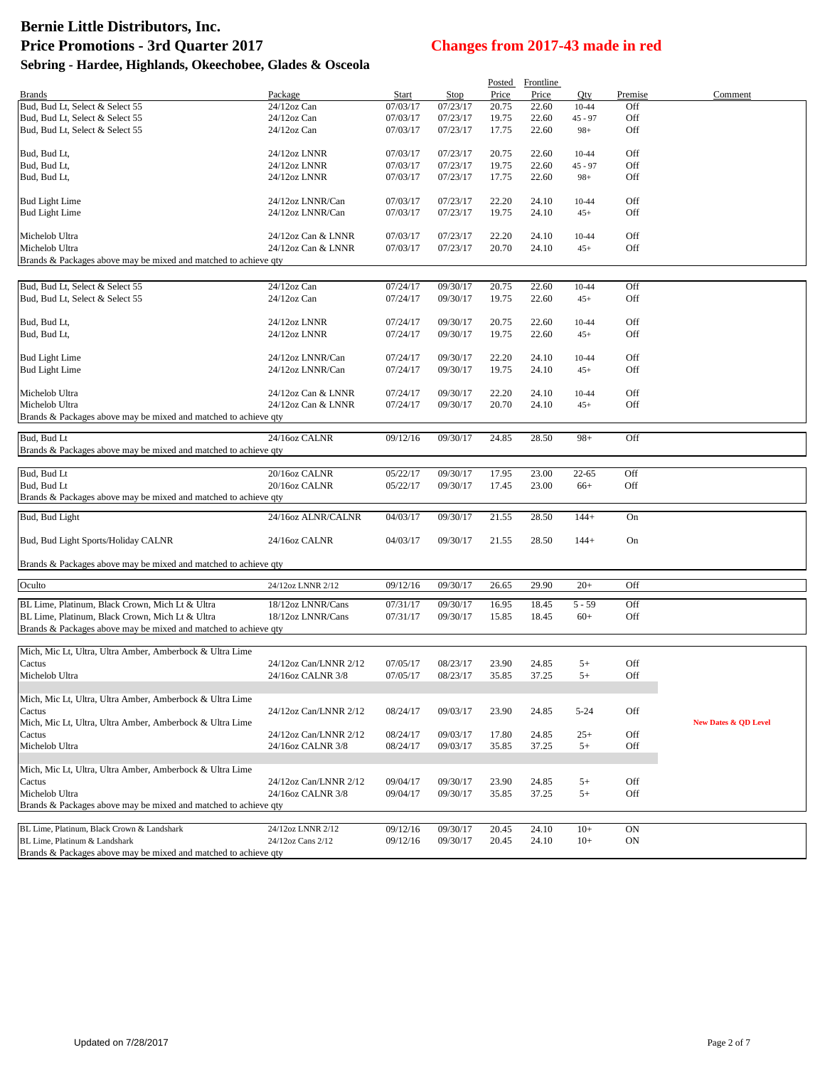# Bernie Little Distributors, Inc.

## Price Promotions - 3rd Quarter 2017

## Changes from 2017-43 made in red

### Sebring - Hardee, Highlands, Okeechobee, Glades & Osceola

| Brands | Package | Start | Stop | Posted Price | Frontline Price | Qty | Premise | Comment |
|---|---|---|---|---|---|---|---|---|
| Bud, Bud Lt, Select & Select 55 | 24/12oz Can | 07/03/17 | 07/23/17 | 20.75 | 22.60 | 10-44 | Off | |
| Bud, Bud Lt, Select & Select 55 | 24/12oz Can | 07/03/17 | 07/23/17 | 19.75 | 22.60 | 45 - 97 | Off | |
| Bud, Bud Lt, Select & Select 55 | 24/12oz Can | 07/03/17 | 07/23/17 | 17.75 | 22.60 | 98+ | Off | |
| Bud, Bud Lt, | 24/12oz LNNR | 07/03/17 | 07/23/17 | 20.75 | 22.60 | 10-44 | Off | |
| Bud, Bud Lt, | 24/12oz LNNR | 07/03/17 | 07/23/17 | 19.75 | 22.60 | 45 - 97 | Off | |
| Bud, Bud Lt, | 24/12oz LNNR | 07/03/17 | 07/23/17 | 17.75 | 22.60 | 98+ | Off | |
| Bud Light Lime | 24/12oz LNNR/Can | 07/03/17 | 07/23/17 | 22.20 | 24.10 | 10-44 | Off | |
| Bud Light Lime | 24/12oz LNNR/Can | 07/03/17 | 07/23/17 | 19.75 | 24.10 | 45+ | Off | |
| Michelob Ultra | 24/12oz Can & LNNR | 07/03/17 | 07/23/17 | 22.20 | 24.10 | 10-44 | Off | |
| Michelob Ultra | 24/12oz Can & LNNR | 07/03/17 | 07/23/17 | 20.70 | 24.10 | 45+ | Off | |
| Brands & Packages above may be mixed and matched to achieve qty | | | | | | | | |
| Bud, Bud Lt, Select & Select 55 | 24/12oz Can | 07/24/17 | 09/30/17 | 20.75 | 22.60 | 10-44 | Off | |
| Bud, Bud Lt, Select & Select 55 | 24/12oz Can | 07/24/17 | 09/30/17 | 19.75 | 22.60 | 45+ | Off | |
| Bud, Bud Lt, | 24/12oz LNNR | 07/24/17 | 09/30/17 | 20.75 | 22.60 | 10-44 | Off | |
| Bud, Bud Lt, | 24/12oz LNNR | 07/24/17 | 09/30/17 | 19.75 | 22.60 | 45+ | Off | |
| Bud Light Lime | 24/12oz LNNR/Can | 07/24/17 | 09/30/17 | 22.20 | 24.10 | 10-44 | Off | |
| Bud Light Lime | 24/12oz LNNR/Can | 07/24/17 | 09/30/17 | 19.75 | 24.10 | 45+ | Off | |
| Michelob Ultra | 24/12oz Can & LNNR | 07/24/17 | 09/30/17 | 22.20 | 24.10 | 10-44 | Off | |
| Michelob Ultra | 24/12oz Can & LNNR | 07/24/17 | 09/30/17 | 20.70 | 24.10 | 45+ | Off | |
| Brands & Packages above may be mixed and matched to achieve qty | | | | | | | | |
| Bud, Bud Lt | 24/16oz CALNR | 09/12/16 | 09/30/17 | 24.85 | 28.50 | 98+ | Off | |
| Brands & Packages above may be mixed and matched to achieve qty | | | | | | | | |
| Bud, Bud Lt | 20/16oz CALNR | 05/22/17 | 09/30/17 | 17.95 | 23.00 | 22-65 | Off | |
| Bud, Bud Lt | 20/16oz CALNR | 05/22/17 | 09/30/17 | 17.45 | 23.00 | 66+ | Off | |
| Brands & Packages above may be mixed and matched to achieve qty | | | | | | | | |
| Bud, Bud Light | 24/16oz ALNR/CALNR | 04/03/17 | 09/30/17 | 21.55 | 28.50 | 144+ | On | |
| Bud, Bud Light Sports/Holiday CALNR | 24/16oz CALNR | 04/03/17 | 09/30/17 | 21.55 | 28.50 | 144+ | On | |
| Brands & Packages above may be mixed and matched to achieve qty | | | | | | | | |
| Oculto | 24/12oz LNNR 2/12 | 09/12/16 | 09/30/17 | 26.65 | 29.90 | 20+ | Off | |
| BL Lime, Platinum, Black Crown, Mich Lt & Ultra | 18/12oz LNNR/Cans | 07/31/17 | 09/30/17 | 16.95 | 18.45 | 5 - 59 | Off | |
| BL Lime, Platinum, Black Crown, Mich Lt & Ultra | 18/12oz LNNR/Cans | 07/31/17 | 09/30/17 | 15.85 | 18.45 | 60+ | Off | |
| Brands & Packages above may be mixed and matched to achieve qty | | | | | | | | |
| Mich, Mic Lt, Ultra, Ultra Amber, Amberbock & Ultra Lime Cactus | 24/12oz Can/LNNR 2/12 | 07/05/17 | 08/23/17 | 23.90 | 24.85 | 5+ | Off | |
| Michelob Ultra | 24/16oz CALNR 3/8 | 07/05/17 | 08/23/17 | 35.85 | 37.25 | 5+ | Off | |
| Mich, Mic Lt, Ultra, Ultra Amber, Amberbock & Ultra Lime Cactus | 24/12oz Can/LNNR 2/12 | 08/24/17 | 09/03/17 | 23.90 | 24.85 | 5-24 | Off | |
| Mich, Mic Lt, Ultra, Ultra Amber, Amberbock & Ultra Lime Cactus | 24/12oz Can/LNNR 2/12 | 08/24/17 | 09/03/17 | 17.80 | 24.85 | 25+ | Off | New Dates & QD Level |
| Michelob Ultra | 24/16oz CALNR 3/8 | 08/24/17 | 09/03/17 | 35.85 | 37.25 | 5+ | Off | |
| Mich, Mic Lt, Ultra, Ultra Amber, Amberbock & Ultra Lime Cactus | 24/12oz Can/LNNR 2/12 | 09/04/17 | 09/30/17 | 23.90 | 24.85 | 5+ | Off | |
| Michelob Ultra | 24/16oz CALNR 3/8 | 09/04/17 | 09/30/17 | 35.85 | 37.25 | 5+ | Off | |
| Brands & Packages above may be mixed and matched to achieve qty | | | | | | | | |
| BL Lime, Platinum, Black Crown & Landshark | 24/12oz LNNR 2/12 | 09/12/16 | 09/30/17 | 20.45 | 24.10 | 10+ | ON | |
| BL Lime, Platinum & Landshark | 24/12oz Cans 2/12 | 09/12/16 | 09/30/17 | 20.45 | 24.10 | 10+ | ON | |
| Brands & Packages above may be mixed and matched to achieve qty | | | | | | | | |

Updated on 7/28/2017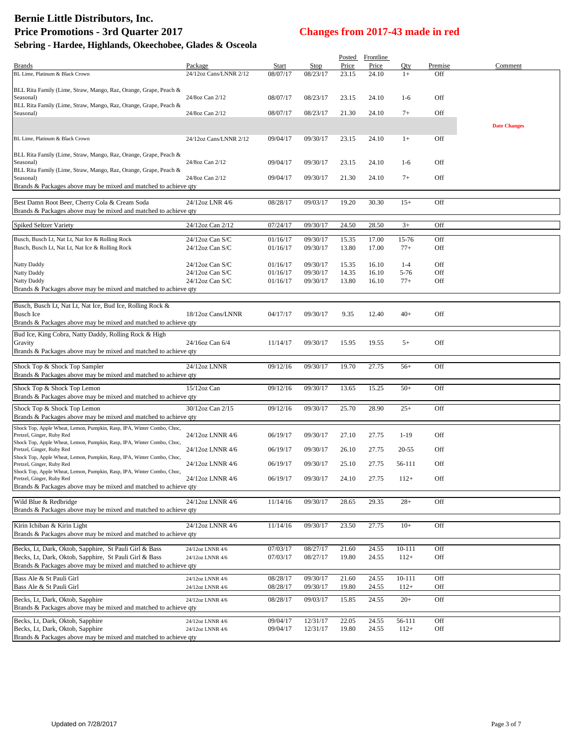# Bernie Little Distributors, Inc.

## Price Promotions - 3rd Quarter 2017

## Changes from 2017-43 made in red

### Sebring - Hardee, Highlands, Okeechobee, Glades & Osceola

| Brands | Package | Start | Stop | Posted Price | Frontline Price | Qty | Premise | Comment |
|---|---|---|---|---|---|---|---|---|
| BL Lime, Platinum & Black Crown | 24/12oz Cans/LNNR 2/12 | 08/07/17 | 08/23/17 | 23.15 | 24.10 | 1+ | Off | |
| BLL Rita Family (Lime, Straw, Mango, Raz, Orange, Grape, Peach & Seasonal) | 24/8oz Can 2/12 | 08/07/17 | 08/23/17 | 23.15 | 24.10 | 1-6 | Off | |
| BLL Rita Family (Lime, Straw, Mango, Raz, Orange, Grape, Peach & Seasonal) | 24/8oz Can 2/12 | 08/07/17 | 08/23/17 | 21.30 | 24.10 | 7+ | Off | |
| | | | | | | | | Date Changes |
| BL Lime, Platinum & Black Crown | 24/12oz Cans/LNNR 2/12 | 09/04/17 | 09/30/17 | 23.15 | 24.10 | 1+ | Off | |
| BLL Rita Family (Lime, Straw, Mango, Raz, Orange, Grape, Peach & Seasonal) | 24/8oz Can 2/12 | 09/04/17 | 09/30/17 | 23.15 | 24.10 | 1-6 | Off | |
| BLL Rita Family (Lime, Straw, Mango, Raz, Orange, Grape, Peach & Seasonal) | 24/8oz Can 2/12 | 09/04/17 | 09/30/17 | 21.30 | 24.10 | 7+ | Off | |
| Brands & Packages above may be mixed and matched to achieve qty | | | | | | | | |
| Best Damn Root Beer, Cherry Cola & Cream Soda | 24/12oz LNR 4/6 | 08/28/17 | 09/03/17 | 19.20 | 30.30 | 15+ | Off | |
| Brands & Packages above may be mixed and matched to achieve qty | | | | | | | | |
| Spiked Seltzer Variety | 24/12oz Can 2/12 | 07/24/17 | 09/30/17 | 24.50 | 28.50 | 3+ | Off | |
| Busch, Busch Lt, Nat Lt, Nat Ice & Rolling Rock | 24/12oz Can S/C | 01/16/17 | 09/30/17 | 15.35 | 17.00 | 15-76 | Off | |
| Busch, Busch Lt, Nat Lt, Nat Ice & Rolling Rock | 24/12oz Can S/C | 01/16/17 | 09/30/17 | 13.80 | 17.00 | 77+ | Off | |
| Natty Daddy | 24/12oz Can S/C | 01/16/17 | 09/30/17 | 15.35 | 16.10 | 1-4 | Off | |
| Natty Daddy | 24/12oz Can S/C | 01/16/17 | 09/30/17 | 14.35 | 16.10 | 5-76 | Off | |
| Natty Daddy | 24/12oz Can S/C | 01/16/17 | 09/30/17 | 13.80 | 16.10 | 77+ | Off | |
| Brands & Packages above may be mixed and matched to achieve qty | | | | | | | | |
| Busch, Busch Lt, Nat Lt, Nat Ice, Bud Ice, Rolling Rock & Busch Ice | 18/12oz Cans/LNNR | 04/17/17 | 09/30/17 | 9.35 | 12.40 | 40+ | Off | |
| Brands & Packages above may be mixed and matched to achieve qty | | | | | | | | |
| Bud Ice, King Cobra, Natty Daddy, Rolling Rock & High Gravity | 24/16oz Can 6/4 | 11/14/17 | 09/30/17 | 15.95 | 19.55 | 5+ | Off | |
| Brands & Packages above may be mixed and matched to achieve qty | | | | | | | | |
| Shock Top & Shock Top Sampler | 24/12oz LNNR | 09/12/16 | 09/30/17 | 19.70 | 27.75 | 56+ | Off | |
| Brands & Packages above may be mixed and matched to achieve qty | | | | | | | | |
| Shock Top & Shock Top Lemon | 15/12oz Can | 09/12/16 | 09/30/17 | 13.65 | 15.25 | 50+ | Off | |
| Brands & Packages above may be mixed and matched to achieve qty | | | | | | | | |
| Shock Top & Shock Top Lemon | 30/12oz Can 2/15 | 09/12/16 | 09/30/17 | 25.70 | 28.90 | 25+ | Off | |
| Brands & Packages above may be mixed and matched to achieve qty | | | | | | | | |
| Shock Top, Apple Wheat, Lemon, Pumpkin, Rasp, IPA, Winter Combo, Choc, Pretzel, Ginger, Ruby Red | 24/12oz LNNR 4/6 | 06/19/17 | 09/30/17 | 27.10 | 27.75 | 1-19 | Off | |
| Shock Top, Apple Wheat, Lemon, Pumpkin, Rasp, IPA, Winter Combo, Choc, Pretzel, Ginger, Ruby Red | 24/12oz LNNR 4/6 | 06/19/17 | 09/30/17 | 26.10 | 27.75 | 20-55 | Off | |
| Shock Top, Apple Wheat, Lemon, Pumpkin, Rasp, IPA, Winter Combo, Choc, Pretzel, Ginger, Ruby Red | 24/12oz LNNR 4/6 | 06/19/17 | 09/30/17 | 25.10 | 27.75 | 56-111 | Off | |
| Shock Top, Apple Wheat, Lemon, Pumpkin, Rasp, IPA, Winter Combo, Choc, Pretzel, Ginger, Ruby Red | 24/12oz LNNR 4/6 | 06/19/17 | 09/30/17 | 24.10 | 27.75 | 112+ | Off | |
| Brands & Packages above may be mixed and matched to achieve qty | | | | | | | | |
| Wild Blue & Redbridge | 24/12oz LNNR 4/6 | 11/14/16 | 09/30/17 | 28.65 | 29.35 | 28+ | Off | |
| Brands & Packages above may be mixed and matched to achieve qty | | | | | | | | |
| Kirin Ichiban & Kirin Light | 24/12oz LNNR 4/6 | 11/14/16 | 09/30/17 | 23.50 | 27.75 | 10+ | Off | |
| Brands & Packages above may be mixed and matched to achieve qty | | | | | | | | |
| Becks, Lt, Dark, Oktob, Sapphire, St Pauli Girl & Bass | 24/12oz LNNR 4/6 | 07/03/17 | 08/27/17 | 21.60 | 24.55 | 10-111 | Off | |
| Becks, Lt, Dark, Oktob, Sapphire, St Pauli Girl & Bass | 24/12oz LNNR 4/6 | 07/03/17 | 08/27/17 | 19.80 | 24.55 | 112+ | Off | |
| Brands & Packages above may be mixed and matched to achieve qty | | | | | | | | |
| Bass Ale & St Pauli Girl | 24/12oz LNNR 4/6 | 08/28/17 | 09/30/17 | 21.60 | 24.55 | 10-111 | Off | |
| Bass Ale & St Pauli Girl | 24/12oz LNNR 4/6 | 08/28/17 | 09/30/17 | 19.80 | 24.55 | 112+ | Off | |
| Becks, Lt, Dark, Oktob, Sapphire | 24/12oz LNNR 4/6 | 08/28/17 | 09/03/17 | 15.85 | 24.55 | 20+ | Off | |
| Brands & Packages above may be mixed and matched to achieve qty | | | | | | | | |
| Becks, Lt, Dark, Oktob, Sapphire | 24/12oz LNNR 4/6 | 09/04/17 | 12/31/17 | 22.05 | 24.55 | 56-111 | Off | |
| Becks, Lt, Dark, Oktob, Sapphire | 24/12oz LNNR 4/6 | 09/04/17 | 12/31/17 | 19.80 | 24.55 | 112+ | Off | |
| Brands & Packages above may be mixed and matched to achieve qty | | | | | | | | |

Updated on 7/28/2017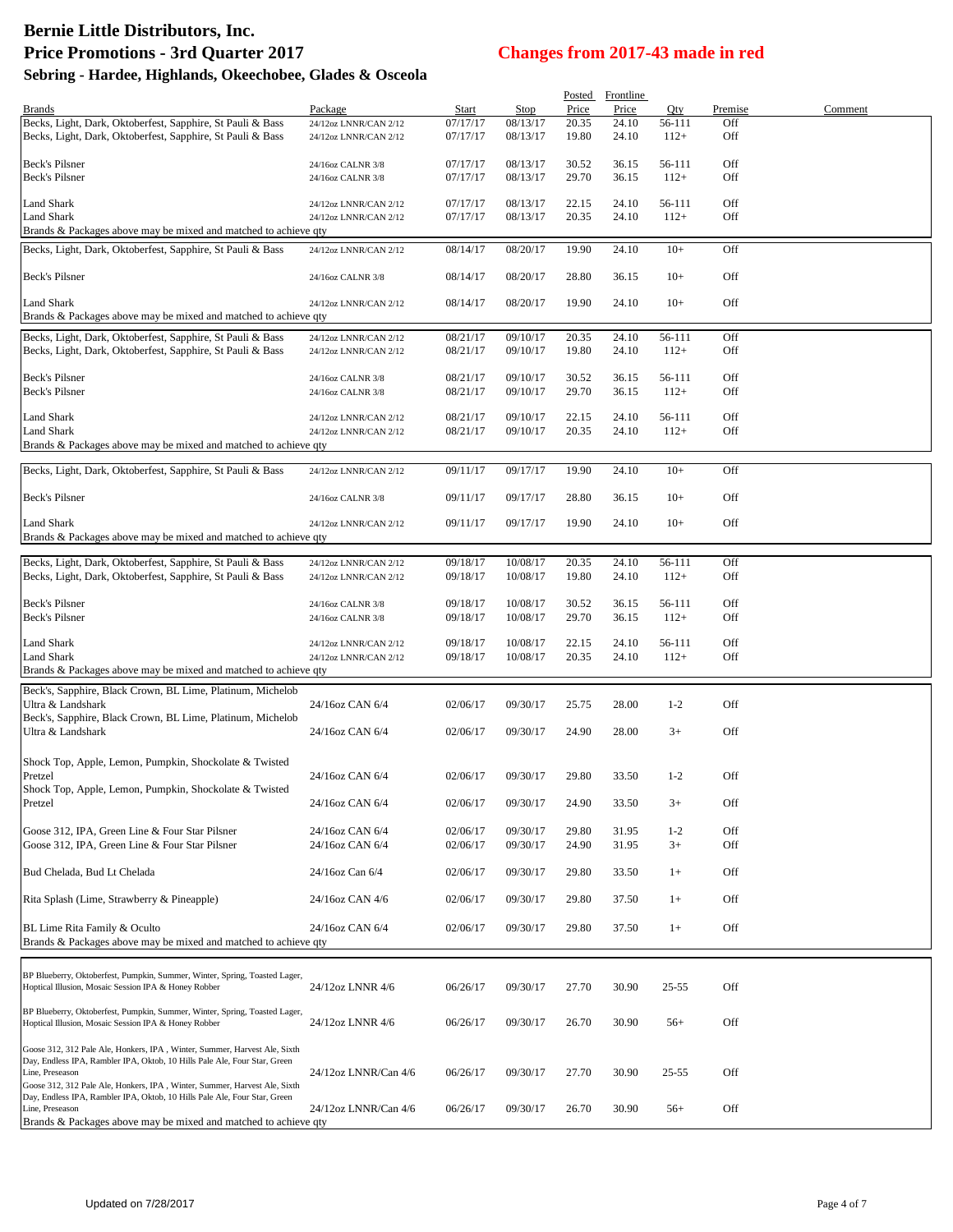# Bernie Little Distributors, Inc.
# Price Promotions - 3rd Quarter 2017
## Changes from 2017-43 made in red
## Sebring - Hardee, Highlands, Okeechobee, Glades & Osceola

| Brands | Package | Start | Stop | Posted Price | Frontline Price | Qty | Premise | Comment |
|---|---|---|---|---|---|---|---|---|
| Becks, Light, Dark, Oktoberfest, Sapphire, St Pauli & Bass | 24/12oz LNNR/CAN 2/12 | 07/17/17 | 08/13/17 | 20.35 | 24.10 | 56-111 | Off | |
| Becks, Light, Dark, Oktoberfest, Sapphire, St Pauli & Bass | 24/12oz LNNR/CAN 2/12 | 07/17/17 | 08/13/17 | 19.80 | 24.10 | 112+ | Off | |
| Beck's Pilsner | 24/16oz CALNR 3/8 | 07/17/17 | 08/13/17 | 30.52 | 36.15 | 56-111 | Off | |
| Beck's Pilsner | 24/16oz CALNR 3/8 | 07/17/17 | 08/13/17 | 29.70 | 36.15 | 112+ | Off | |
| Land Shark | 24/12oz LNNR/CAN 2/12 | 07/17/17 | 08/13/17 | 22.15 | 24.10 | 56-111 | Off | |
| Land Shark | 24/12oz LNNR/CAN 2/12 | 07/17/17 | 08/13/17 | 20.35 | 24.10 | 112+ | Off | |
| Brands & Packages above may be mixed and matched to achieve qty | | | | | | | | |
| Becks, Light, Dark, Oktoberfest, Sapphire, St Pauli & Bass | 24/12oz LNNR/CAN 2/12 | 08/14/17 | 08/20/17 | 19.90 | 24.10 | 10+ | Off | |
| Beck's Pilsner | 24/16oz CALNR 3/8 | 08/14/17 | 08/20/17 | 28.80 | 36.15 | 10+ | Off | |
| Land Shark | 24/12oz LNNR/CAN 2/12 | 08/14/17 | 08/20/17 | 19.90 | 24.10 | 10+ | Off | |
| Brands & Packages above may be mixed and matched to achieve qty | | | | | | | | |
| Becks, Light, Dark, Oktoberfest, Sapphire, St Pauli & Bass | 24/12oz LNNR/CAN 2/12 | 08/21/17 | 09/10/17 | 20.35 | 24.10 | 56-111 | Off | |
| Becks, Light, Dark, Oktoberfest, Sapphire, St Pauli & Bass | 24/12oz LNNR/CAN 2/12 | 08/21/17 | 09/10/17 | 19.80 | 24.10 | 112+ | Off | |
| Beck's Pilsner | 24/16oz CALNR 3/8 | 08/21/17 | 09/10/17 | 30.52 | 36.15 | 56-111 | Off | |
| Beck's Pilsner | 24/16oz CALNR 3/8 | 08/21/17 | 09/10/17 | 29.70 | 36.15 | 112+ | Off | |
| Land Shark | 24/12oz LNNR/CAN 2/12 | 08/21/17 | 09/10/17 | 22.15 | 24.10 | 56-111 | Off | |
| Land Shark | 24/12oz LNNR/CAN 2/12 | 08/21/17 | 09/10/17 | 20.35 | 24.10 | 112+ | Off | |
| Brands & Packages above may be mixed and matched to achieve qty | | | | | | | | |
| Becks, Light, Dark, Oktoberfest, Sapphire, St Pauli & Bass | 24/12oz LNNR/CAN 2/12 | 09/11/17 | 09/17/17 | 19.90 | 24.10 | 10+ | Off | |
| Beck's Pilsner | 24/16oz CALNR 3/8 | 09/11/17 | 09/17/17 | 28.80 | 36.15 | 10+ | Off | |
| Land Shark | 24/12oz LNNR/CAN 2/12 | 09/11/17 | 09/17/17 | 19.90 | 24.10 | 10+ | Off | |
| Brands & Packages above may be mixed and matched to achieve qty | | | | | | | | |
| Becks, Light, Dark, Oktoberfest, Sapphire, St Pauli & Bass | 24/12oz LNNR/CAN 2/12 | 09/18/17 | 10/08/17 | 20.35 | 24.10 | 56-111 | Off | |
| Becks, Light, Dark, Oktoberfest, Sapphire, St Pauli & Bass | 24/12oz LNNR/CAN 2/12 | 09/18/17 | 10/08/17 | 19.80 | 24.10 | 112+ | Off | |
| Beck's Pilsner | 24/16oz CALNR 3/8 | 09/18/17 | 10/08/17 | 30.52 | 36.15 | 56-111 | Off | |
| Beck's Pilsner | 24/16oz CALNR 3/8 | 09/18/17 | 10/08/17 | 29.70 | 36.15 | 112+ | Off | |
| Land Shark | 24/12oz LNNR/CAN 2/12 | 09/18/17 | 10/08/17 | 22.15 | 24.10 | 56-111 | Off | |
| Land Shark | 24/12oz LNNR/CAN 2/12 | 09/18/17 | 10/08/17 | 20.35 | 24.10 | 112+ | Off | |
| Brands & Packages above may be mixed and matched to achieve qty | | | | | | | | |
| Beck's, Sapphire, Black Crown, BL Lime, Platinum, Michelob Ultra & Landshark | 24/16oz CAN 6/4 | 02/06/17 | 09/30/17 | 25.75 | 28.00 | 1-2 | Off | |
| Beck's, Sapphire, Black Crown, BL Lime, Platinum, Michelob Ultra & Landshark | 24/16oz CAN 6/4 | 02/06/17 | 09/30/17 | 24.90 | 28.00 | 3+ | Off | |
| Shock Top, Apple, Lemon, Pumpkin, Shockolate & Twisted Pretzel | 24/16oz CAN 6/4 | 02/06/17 | 09/30/17 | 29.80 | 33.50 | 1-2 | Off | |
| Shock Top, Apple, Lemon, Pumpkin, Shockolate & Twisted Pretzel | 24/16oz CAN 6/4 | 02/06/17 | 09/30/17 | 24.90 | 33.50 | 3+ | Off | |
| Goose 312, IPA, Green Line & Four Star Pilsner | 24/16oz CAN 6/4 | 02/06/17 | 09/30/17 | 29.80 | 31.95 | 1-2 | Off | |
| Goose 312, IPA, Green Line & Four Star Pilsner | 24/16oz CAN 6/4 | 02/06/17 | 09/30/17 | 24.90 | 31.95 | 3+ | Off | |
| Bud Chelada, Bud Lt Chelada | 24/16oz Can 6/4 | 02/06/17 | 09/30/17 | 29.80 | 33.50 | 1+ | Off | |
| Rita Splash (Lime, Strawberry & Pineapple) | 24/16oz CAN 4/6 | 02/06/17 | 09/30/17 | 29.80 | 37.50 | 1+ | Off | |
| BL Lime Rita Family & Oculto | 24/16oz CAN 6/4 | 02/06/17 | 09/30/17 | 29.80 | 37.50 | 1+ | Off | |
| Brands & Packages above may be mixed and matched to achieve qty | | | | | | | | |
| BP Blueberry, Oktoberfest, Pumpkin, Summer, Winter, Spring, Toasted Lager, Hoptical Illusion, Mosaic Session IPA & Honey Robber | 24/12oz LNNR 4/6 | 06/26/17 | 09/30/17 | 27.70 | 30.90 | 25-55 | Off | |
| BP Blueberry, Oktoberfest, Pumpkin, Summer, Winter, Spring, Toasted Lager, Hoptical Illusion, Mosaic Session IPA & Honey Robber | 24/12oz LNNR 4/6 | 06/26/17 | 09/30/17 | 26.70 | 30.90 | 56+ | Off | |
| Goose 312, 312 Pale Ale, Honkers, IPA , Winter, Summer, Harvest Ale, Sixth Day, Endless IPA, Rambler IPA, Oktob, 10 Hills Pale Ale, Four Star, Green Line, Preseason | 24/12oz LNNR/Can 4/6 | 06/26/17 | 09/30/17 | 27.70 | 30.90 | 25-55 | Off | |
| Goose 312, 312 Pale Ale, Honkers, IPA , Winter, Summer, Harvest Ale, Sixth Day, Endless IPA, Rambler IPA, Oktob, 10 Hills Pale Ale, Four Star, Green Line, Preseason | 24/12oz LNNR/Can 4/6 | 06/26/17 | 09/30/17 | 26.70 | 30.90 | 56+ | Off | |
| Brands & Packages above may be mixed and matched to achieve qty | | | | | | | | |

Updated on 7/28/2017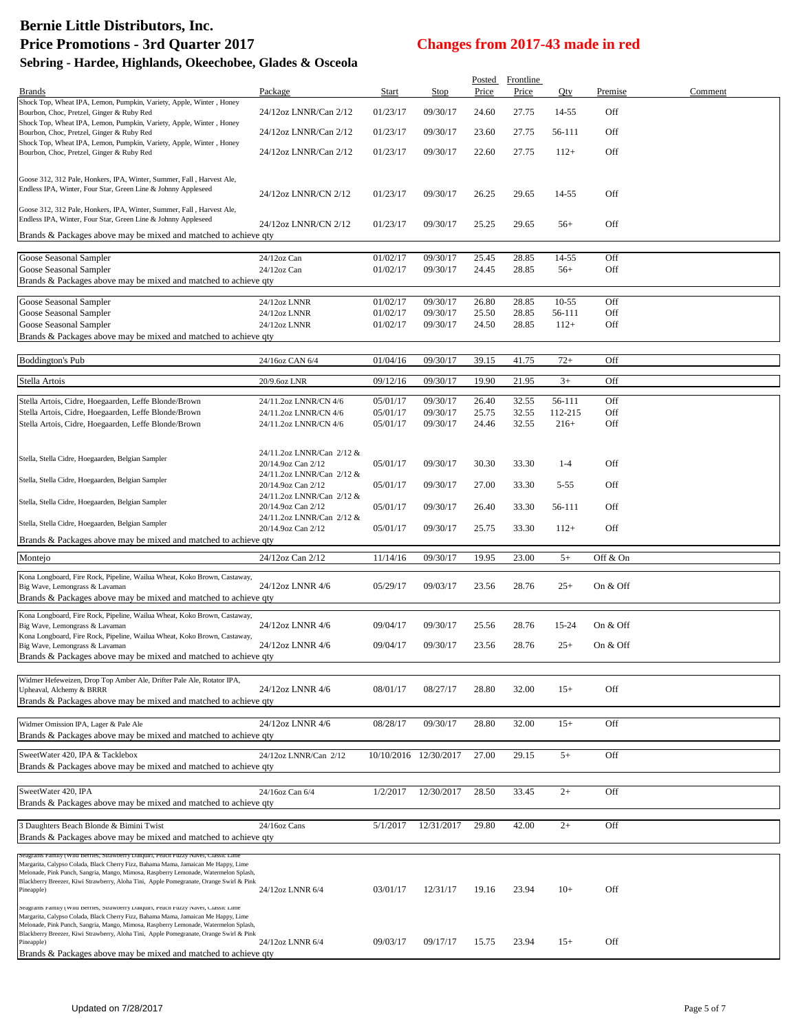# Bernie Little Distributors, Inc.

## Price Promotions - 3rd Quarter 2017

**Changes from 2017-43 made in red**

### Sebring - Hardee, Highlands, Okeechobee, Glades & Osceola

| Brands | Package | Start | Stop | Posted Price | Frontline Price | Qty | Premise | Comment |
|---|---|---|---|---|---|---|---|---|
| Shock Top, Wheat IPA, Lemon, Pumpkin, Variety, Apple, Winter , Honey Bourbon, Choc, Pretzel, Ginger & Ruby Red | 24/12oz LNNR/Can 2/12 | 01/23/17 | 09/30/17 | 24.60 | 27.75 | 14-55 | Off | |
| Shock Top, Wheat IPA, Lemon, Pumpkin, Variety, Apple, Winter , Honey Bourbon, Choc, Pretzel, Ginger & Ruby Red | 24/12oz LNNR/Can 2/12 | 01/23/17 | 09/30/17 | 23.60 | 27.75 | 56-111 | Off | |
| Shock Top, Wheat IPA, Lemon, Pumpkin, Variety, Apple, Winter , Honey Bourbon, Choc, Pretzel, Ginger & Ruby Red | 24/12oz LNNR/Can 2/12 | 01/23/17 | 09/30/17 | 22.60 | 27.75 | 112+ | Off | |
| Goose 312, 312 Pale, Honkers, IPA, Winter, Summer, Fall , Harvest Ale, Endless IPA, Winter, Four Star, Green Line & Johnny Appleseed | 24/12oz LNNR/CN 2/12 | 01/23/17 | 09/30/17 | 26.25 | 29.65 | 14-55 | Off | |
| Goose 312, 312 Pale, Honkers, IPA, Winter, Summer, Fall , Harvest Ale, Endless IPA, Winter, Four Star, Green Line & Johnny Appleseed | 24/12oz LNNR/CN 2/12 | 01/23/17 | 09/30/17 | 25.25 | 29.65 | 56+ | Off | |
| Brands & Packages above may be mixed and matched to achieve qty | | | | | | | | |
| Goose Seasonal Sampler | 24/12oz Can | 01/02/17 | 09/30/17 | 25.45 | 28.85 | 14-55 | Off | |
| Goose Seasonal Sampler | 24/12oz Can | 01/02/17 | 09/30/17 | 24.45 | 28.85 | 56+ | Off | |
| Brands & Packages above may be mixed and matched to achieve qty | | | | | | | | |
| Goose Seasonal Sampler | 24/12oz LNNR | 01/02/17 | 09/30/17 | 26.80 | 28.85 | 10-55 | Off | |
| Goose Seasonal Sampler | 24/12oz LNNR | 01/02/17 | 09/30/17 | 25.50 | 28.85 | 56-111 | Off | |
| Goose Seasonal Sampler | 24/12oz LNNR | 01/02/17 | 09/30/17 | 24.50 | 28.85 | 112+ | Off | |
| Brands & Packages above may be mixed and matched to achieve qty | | | | | | | | |
| Boddington's Pub | 24/16oz CAN 6/4 | 01/04/16 | 09/30/17 | 39.15 | 41.75 | 72+ | Off | |
| Stella Artois | 20/9.6oz LNR | 09/12/16 | 09/30/17 | 19.90 | 21.95 | 3+ | Off | |
| Stella Artois, Cidre, Hoegaarden, Leffe Blonde/Brown | 24/11.2oz LNNR/CN 4/6 | 05/01/17 | 09/30/17 | 26.40 | 32.55 | 56-111 | Off | |
| Stella Artois, Cidre, Hoegaarden, Leffe Blonde/Brown | 24/11.2oz LNNR/CN 4/6 | 05/01/17 | 09/30/17 | 25.75 | 32.55 | 112-215 | Off | |
| Stella Artois, Cidre, Hoegaarden, Leffe Blonde/Brown | 24/11.2oz LNNR/CN 4/6 | 05/01/17 | 09/30/17 | 24.46 | 32.55 | 216+ | Off | |
| Stella, Stella Cidre, Hoegaarden, Belgian Sampler | 24/11.2oz LNNR/Can 2/12 & 20/14.9oz Can 2/12 | 05/01/17 | 09/30/17 | 30.30 | 33.30 | 1-4 | Off | |
| Stella, Stella Cidre, Hoegaarden, Belgian Sampler | 24/11.2oz LNNR/Can 2/12 & 20/14.9oz Can 2/12 | 05/01/17 | 09/30/17 | 27.00 | 33.30 | 5-55 | Off | |
| Stella, Stella Cidre, Hoegaarden, Belgian Sampler | 24/11.2oz LNNR/Can 2/12 & 20/14.9oz Can 2/12 | 05/01/17 | 09/30/17 | 26.40 | 33.30 | 56-111 | Off | |
| Stella, Stella Cidre, Hoegaarden, Belgian Sampler | 24/11.2oz LNNR/Can 2/12 & 20/14.9oz Can 2/12 | 05/01/17 | 09/30/17 | 25.75 | 33.30 | 112+ | Off | |
| Brands & Packages above may be mixed and matched to achieve qty | | | | | | | | |
| Montejo | 24/12oz Can 2/12 | 11/14/16 | 09/30/17 | 19.95 | 23.00 | 5+ | Off & On | |
| Kona Longboard, Fire Rock, Pipeline, Wailua Wheat, Koko Brown, Castaway, Big Wave, Lemongrass & Lavaman | 24/12oz LNNR 4/6 | 05/29/17 | 09/03/17 | 23.56 | 28.76 | 25+ | On & Off | |
| Brands & Packages above may be mixed and matched to achieve qty | | | | | | | | |
| Kona Longboard, Fire Rock, Pipeline, Wailua Wheat, Koko Brown, Castaway, Big Wave, Lemongrass & Lavaman | 24/12oz LNNR 4/6 | 09/04/17 | 09/30/17 | 25.56 | 28.76 | 15-24 | On & Off | |
| Kona Longboard, Fire Rock, Pipeline, Wailua Wheat, Koko Brown, Castaway, Big Wave, Lemongrass & Lavaman | 24/12oz LNNR 4/6 | 09/04/17 | 09/30/17 | 23.56 | 28.76 | 25+ | On & Off | |
| Brands & Packages above may be mixed and matched to achieve qty | | | | | | | | |
| Widmer Hefeweizen, Drop Top Amber Ale, Drifter Pale Ale, Rotator IPA, Upheaval, Alchemy & BRRR | 24/12oz LNNR 4/6 | 08/01/17 | 08/27/17 | 28.80 | 32.00 | 15+ | Off | |
| Brands & Packages above may be mixed and matched to achieve qty | | | | | | | | |
| Widmer Omission IPA, Lager & Pale Ale | 24/12oz LNNR 4/6 | 08/28/17 | 09/30/17 | 28.80 | 32.00 | 15+ | Off | |
| Brands & Packages above may be mixed and matched to achieve qty | | | | | | | | |
| SweetWater 420, IPA & Tacklebox | 24/12oz LNNR/Can 2/12 | 10/10/2016 | 12/30/2017 | 27.00 | 29.15 | 5+ | Off | |
| Brands & Packages above may be mixed and matched to achieve qty | | | | | | | | |
| SweetWater 420, IPA | 24/16oz Can 6/4 | 1/2/2017 | 12/30/2017 | 28.50 | 33.45 | 2+ | Off | |
| Brands & Packages above may be mixed and matched to achieve qty | | | | | | | | |
| 3 Daughters Beach Blonde & Bimini Twist | 24/16oz Cans | 5/1/2017 | 12/31/2017 | 29.80 | 42.00 | 2+ | Off | |
| Brands & Packages above may be mixed and matched to achieve qty | | | | | | | | |
| Seagrams Family (Wild Berries, Strawberry Daiquiri, Peach Fuzzy Navel, Classic Lime Margarita, Calypso Colada, Black Cherry Fizz, Bahama Mama, Jamaican Me Happy, Lime Melonade, Pink Punch, Sangria, Mango, Mimosa, Raspberry Lemonade, Watermelon Splash, Blackberry Breezer, Kiwi Strawberry, Aloha Tini, Apple Pomegranate, Orange Swirl & Pink Pineapple) | 24/12oz LNNR 6/4 | 03/01/17 | 12/31/17 | 19.16 | 23.94 | 10+ | Off | |
| Seagrams Family (Wild Berries, Strawberry Daiquiri, Peach Fuzzy Navel, Classic Lime Margarita, Calypso Colada, Black Cherry Fizz, Bahama Mama, Jamaican Me Happy, Lime Melonade, Pink Punch, Sangria, Mango, Mimosa, Raspberry Lemonade, Watermelon Splash, Blackberry Breezer, Kiwi Strawberry, Aloha Tini, Apple Pomegranate, Orange Swirl & Pink Pineapple) | 24/12oz LNNR 6/4 | 09/03/17 | 09/17/17 | 15.75 | 23.94 | 15+ | Off | |
| Brands & Packages above may be mixed and matched to achieve qty | | | | | | | | |

Updated on 7/28/2017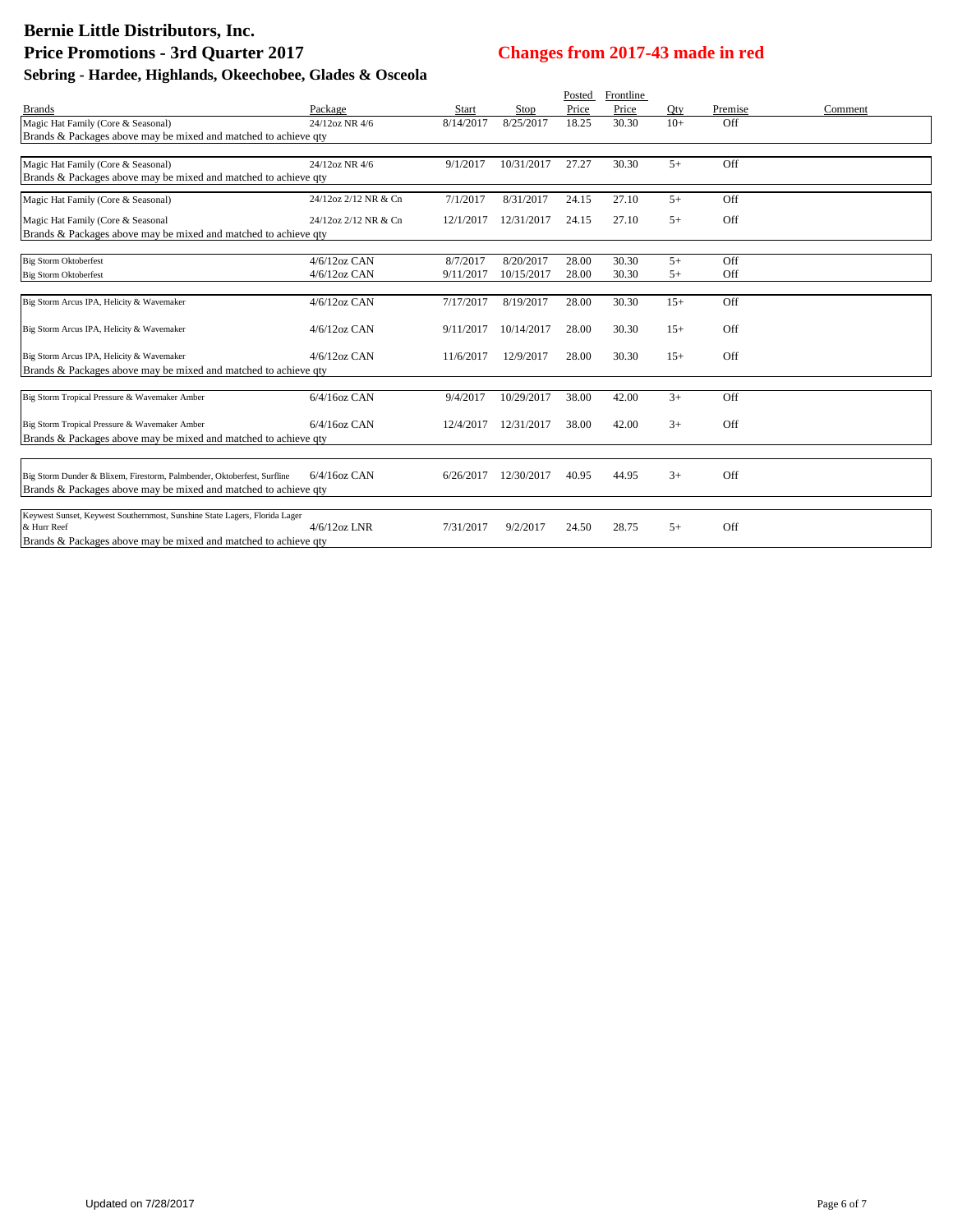# Bernie Little Distributors, Inc.

## Price Promotions - 3rd Quarter 2017

**Changes from 2017-43 made in red**

### Sebring - Hardee, Highlands, Okeechobee, Glades & Osceola

| Brands | Package | Start | Stop | Posted Price | Frontline Price | Qty | Premise | Comment |
|---|---|---|---|---|---|---|---|---|
| Magic Hat Family (Core & Seasonal) | 24/12oz NR 4/6 | 8/14/2017 | 8/25/2017 | 18.25 | 30.30 | 10+ | Off | |
| Brands & Packages above may be mixed and matched to achieve qty | | | | | | | | |
| Magic Hat Family (Core & Seasonal) | 24/12oz NR 4/6 | 9/1/2017 | 10/31/2017 | 27.27 | 30.30 | 5+ | Off | |
| Brands & Packages above may be mixed and matched to achieve qty | | | | | | | | |
| Magic Hat Family (Core & Seasonal) | 24/12oz 2/12 NR & Cn | 7/1/2017 | 8/31/2017 | 24.15 | 27.10 | 5+ | Off | |
| Magic Hat Family (Core & Seasonal | 24/12oz 2/12 NR & Cn | 12/1/2017 | 12/31/2017 | 24.15 | 27.10 | 5+ | Off | |
| Brands & Packages above may be mixed and matched to achieve qty | | | | | | | | |
| Big Storm Oktoberfest | 4/6/12oz CAN | 8/7/2017 | 8/20/2017 | 28.00 | 30.30 | 5+ | Off | |
| Big Storm Oktoberfest | 4/6/12oz CAN | 9/11/2017 | 10/15/2017 | 28.00 | 30.30 | 5+ | Off | |
| Big Storm Arcus IPA, Helicity & Wavemaker | 4/6/12oz CAN | 7/17/2017 | 8/19/2017 | 28.00 | 30.30 | 15+ | Off | |
| Big Storm Arcus IPA, Helicity & Wavemaker | 4/6/12oz CAN | 9/11/2017 | 10/14/2017 | 28.00 | 30.30 | 15+ | Off | |
| Big Storm Arcus IPA, Helicity & Wavemaker | 4/6/12oz CAN | 11/6/2017 | 12/9/2017 | 28.00 | 30.30 | 15+ | Off | |
| Brands & Packages above may be mixed and matched to achieve qty | | | | | | | | |
| Big Storm Tropical Pressure & Wavemaker Amber | 6/4/16oz CAN | 9/4/2017 | 10/29/2017 | 38.00 | 42.00 | 3+ | Off | |
| Big Storm Tropical Pressure & Wavemaker Amber | 6/4/16oz CAN | 12/4/2017 | 12/31/2017 | 38.00 | 42.00 | 3+ | Off | |
| Brands & Packages above may be mixed and matched to achieve qty | | | | | | | | |
| Big Storm Dunder & Blixem, Firestorm, Palmbender, Oktoberfest, Surfline | 6/4/16oz CAN | 6/26/2017 | 12/30/2017 | 40.95 | 44.95 | 3+ | Off | |
| Brands & Packages above may be mixed and matched to achieve qty | | | | | | | | |
| Keywest Sunset, Keywest Southernmost, Sunshine State Lagers, Florida Lager & Hurr Reef | 4/6/12oz LNR | 7/31/2017 | 9/2/2017 | 24.50 | 28.75 | 5+ | Off | |
| Brands & Packages above may be mixed and matched to achieve qty | | | | | | | | |

Updated on 7/28/2017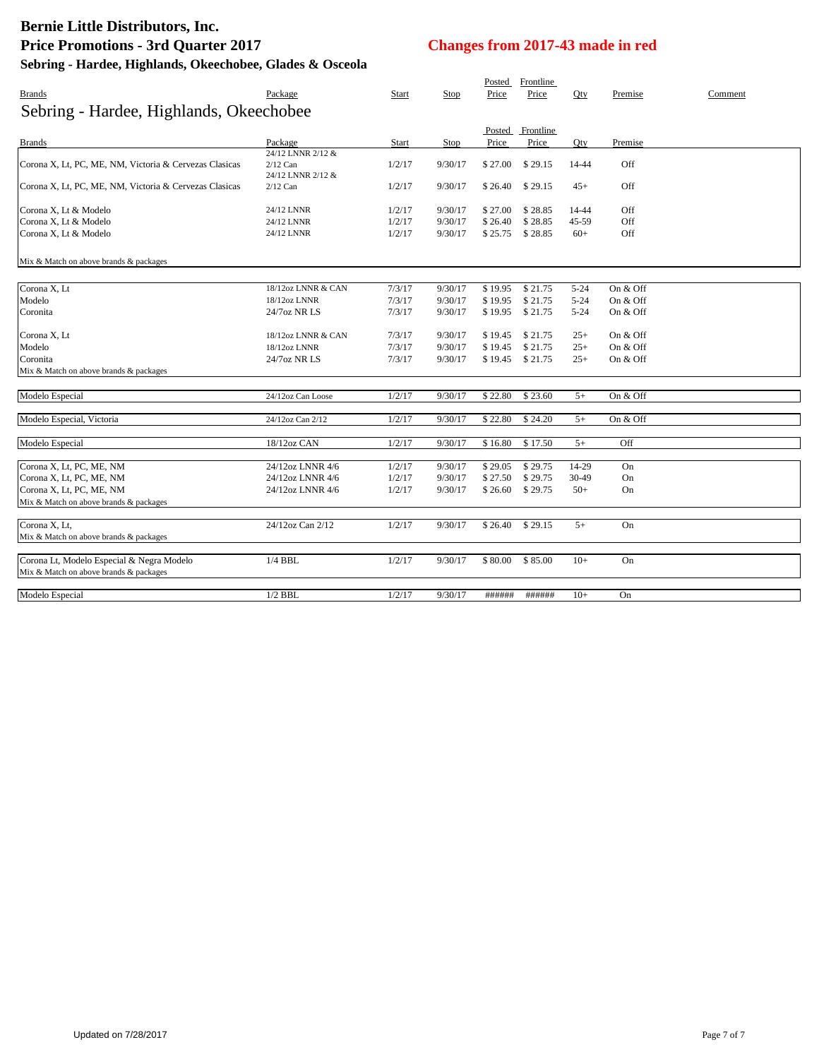# Bernie Little Distributors, Inc.

## Price Promotions - 3rd Quarter 2017

**Changes from 2017-43 made in red**

### Sebring - Hardee, Highlands, Okeechobee, Glades & Osceola

| Brands | Package | Start | Stop | Posted Price | Frontline Price | Qty | Premise | Comment |
|---|---|---|---|---|---|---|---|---|

## Sebring - Hardee, Highlands, Okeechobee

| Brands | Package | Start | Stop | Posted Price | Frontline Price | Qty | Premise |
|---|---|---|---|---|---|---|---|
| Corona X, Lt, PC, ME, NM, Victoria & Cervezas Clasicas | 24/12 LNNR 2/12 & 2/12 Can | 1/2/17 | 9/30/17 | $ 27.00 | $ 29.15 | 14-44 | Off |
| Corona X, Lt, PC, ME, NM, Victoria & Cervezas Clasicas | 24/12 LNNR 2/12 & 2/12 Can | 1/2/17 | 9/30/17 | $ 26.40 | $ 29.15 | 45+ | Off |
| Corona X, Lt & Modelo | 24/12 LNNR | 1/2/17 | 9/30/17 | $ 27.00 | $ 28.85 | 14-44 | Off |
| Corona X, Lt & Modelo | 24/12 LNNR | 1/2/17 | 9/30/17 | $ 26.40 | $ 28.85 | 45-59 | Off |
| Corona X, Lt & Modelo | 24/12 LNNR | 1/2/17 | 9/30/17 | $ 25.75 | $ 28.85 | 60+ | Off |
| Mix & Match on above brands & packages | | | | | | | |
| Corona X, Lt | 18/12oz LNNR & CAN | 7/3/17 | 9/30/17 | $ 19.95 | $ 21.75 | 5-24 | On & Off |
| Modelo | 18/12oz LNNR | 7/3/17 | 9/30/17 | $ 19.95 | $ 21.75 | 5-24 | On & Off |
| Coronita | 24/7oz NR LS | 7/3/17 | 9/30/17 | $ 19.95 | $ 21.75 | 5-24 | On & Off |
| Corona X, Lt | 18/12oz LNNR & CAN | 7/3/17 | 9/30/17 | $ 19.45 | $ 21.75 | 25+ | On & Off |
| Modelo | 18/12oz LNNR | 7/3/17 | 9/30/17 | $ 19.45 | $ 21.75 | 25+ | On & Off |
| Coronita | 24/7oz NR LS | 7/3/17 | 9/30/17 | $ 19.45 | $ 21.75 | 25+ | On & Off |
| Mix & Match on above brands & packages | | | | | | | |
| Modelo Especial | 24/12oz Can Loose | 1/2/17 | 9/30/17 | $ 22.80 | $ 23.60 | 5+ | On & Off |
| Modelo Especial, Victoria | 24/12oz Can 2/12 | 1/2/17 | 9/30/17 | $ 22.80 | $ 24.20 | 5+ | On & Off |
| Modelo Especial | 18/12oz CAN | 1/2/17 | 9/30/17 | $ 16.80 | $ 17.50 | 5+ | Off |
| Corona X, Lt, PC, ME, NM | 24/12oz LNNR 4/6 | 1/2/17 | 9/30/17 | $ 29.05 | $ 29.75 | 14-29 | On |
| Corona X, Lt, PC, ME, NM | 24/12oz LNNR 4/6 | 1/2/17 | 9/30/17 | $ 27.50 | $ 29.75 | 30-49 | On |
| Corona X, Lt, PC, ME, NM | 24/12oz LNNR 4/6 | 1/2/17 | 9/30/17 | $ 26.60 | $ 29.75 | 50+ | On |
| Mix & Match on above brands & packages | | | | | | | |
| Corona X, Lt, | 24/12oz Can 2/12 | 1/2/17 | 9/30/17 | $ 26.40 | $ 29.15 | 5+ | On |
| Mix & Match on above brands & packages | | | | | | | |
| Corona Lt, Modelo Especial & Negra Modelo | 1/4 BBL | 1/2/17 | 9/30/17 | $ 80.00 | $ 85.00 | 10+ | On |
| Mix & Match on above brands & packages | | | | | | | |
| Modelo Especial | 1/2 BBL | 1/2/17 | 9/30/17 | ###### | ###### | 10+ | On |

Updated on 7/28/2017